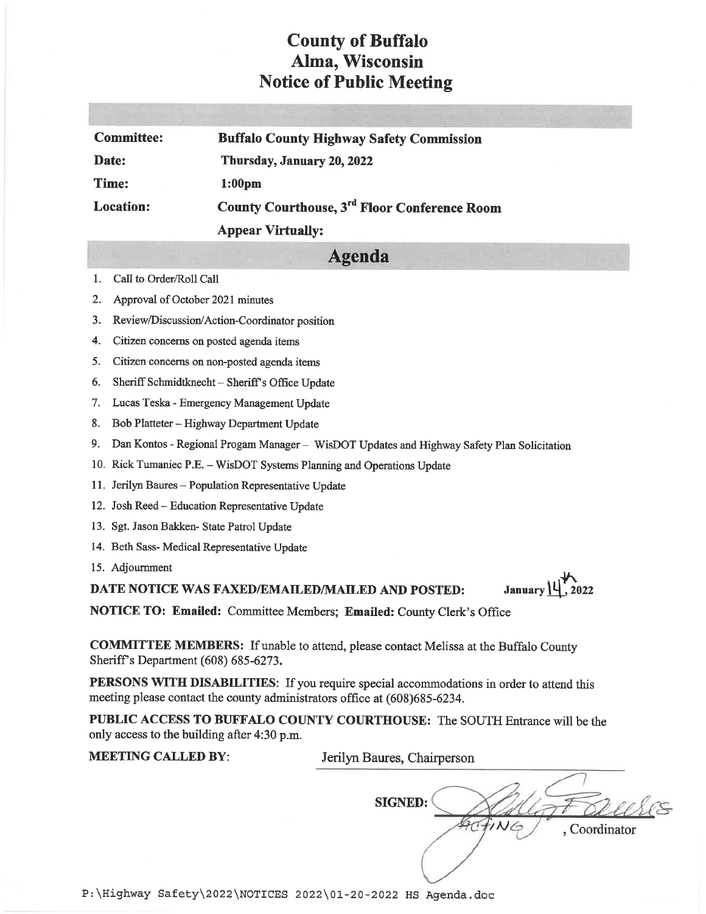# County of Buffalo
# Alma, Wisconsin
# Notice of Public Meeting

| | |
|---|---|
| **Committee:** | **Buffalo County Highway Safety Commission** |
| **Date:** | **Thursday, January 20, 2022** |
| **Time:** | **1:00pm** |
| **Location:** | **County Courthouse, 3rd Floor Conference Room** |
| | **Appear Virtually:** |

## Agenda

1. Call to Order/Roll Call
2. Approval of October 2021 minutes
3. Review/Discussion/Action-Coordinator position
4. Citizen concerns on posted agenda items
5. Citizen concerns on non-posted agenda items
6. Sheriff Schmidtknecht – Sheriff's Office Update
7. Lucas Teska - Emergency Management Update
8. Bob Platteter – Highway Department Update
9. Dan Kontos - Regional Progam Manager – WisDOT Updates and Highway Safety Plan Solicitation
10. Rick Tumaniec P.E. – WisDOT Systems Planning and Operations Update
11. Jerilyn Baures – Population Representative Update
12. Josh Reed – Education Representative Update
13. Sgt. Jason Bakken- State Patrol Update
14. Beth Sass- Medical Representative Update
15. Adjournment

**DATE NOTICE WAS FAXED/EMAILED/MAILED AND POSTED:** **January 14th, 2022**

**NOTICE TO: Emailed:** Committee Members; **Emailed:** County Clerk's Office

**COMMITTEE MEMBERS:** If unable to attend, please contact Melissa at the Buffalo County Sheriff's Department (608) 685-6273.

**PERSONS WITH DISABILITIES**: If you require special accommodations in order to attend this meeting please contact the county administrators office at (608)685-6234.

**PUBLIC ACCESS TO BUFFALO COUNTY COURTHOUSE:** The SOUTH Entrance will be the only access to the building after 4:30 p.m.

**MEETING CALLED BY**: Jerilyn Baures, Chairperson

**SIGNED:** [signature] ACTING, Coordinator

P:\Highway Safety\2022\NOTICES 2022\01-20-2022 HS Agenda.doc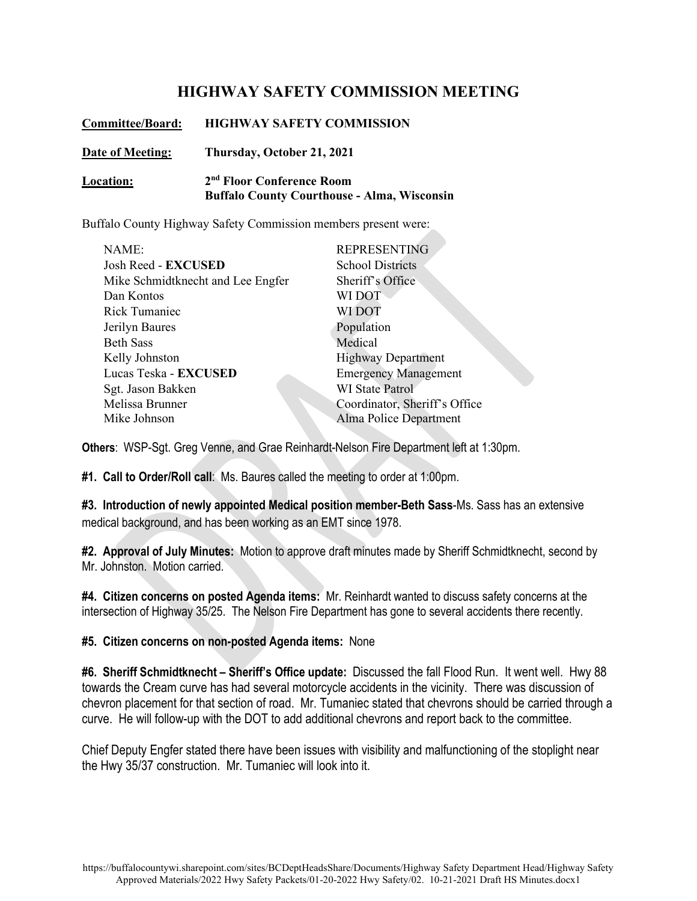# HIGHWAY SAFETY COMMISSION MEETING

**Committee/Board:** **HIGHWAY SAFETY COMMISSION**

**Date of Meeting:** **Thursday, October 21, 2021**

**Location:** **2nd Floor Conference Room**
**Buffalo County Courthouse - Alma, Wisconsin**

Buffalo County Highway Safety Commission members present were:

| NAME: | REPRESENTING |
|---|---|
| Josh Reed - **EXCUSED** | School Districts |
| Mike Schmidtknecht and Lee Engfer | Sheriff's Office |
| Dan Kontos | WI DOT |
| Rick Tumaniec | WI DOT |
| Jerilyn Baures | Population |
| Beth Sass | Medical |
| Kelly Johnston | Highway Department |
| Lucas Teska - **EXCUSED** | Emergency Management |
| Sgt. Jason Bakken | WI State Patrol |
| Melissa Brunner | Coordinator, Sheriff's Office |
| Mike Johnson | Alma Police Department |

**Others**: WSP-Sgt. Greg Venne, and Grae Reinhardt-Nelson Fire Department left at 1:30pm.

**#1. Call to Order/Roll call**: Ms. Baures called the meeting to order at 1:00pm.

**#3. Introduction of newly appointed Medical position member-Beth Sass**-Ms. Sass has an extensive medical background, and has been working as an EMT since 1978.

**#2. Approval of July Minutes:** Motion to approve draft minutes made by Sheriff Schmidtknecht, second by Mr. Johnston. Motion carried.

**#4. Citizen concerns on posted Agenda items:** Mr. Reinhardt wanted to discuss safety concerns at the intersection of Highway 35/25. The Nelson Fire Department has gone to several accidents there recently.

**#5. Citizen concerns on non-posted Agenda items:** None

**#6. Sheriff Schmidtknecht – Sheriff's Office update:** Discussed the fall Flood Run. It went well. Hwy 88 towards the Cream curve has had several motorcycle accidents in the vicinity. There was discussion of chevron placement for that section of road. Mr. Tumaniec stated that chevrons should be carried through a curve. He will follow-up with the DOT to add additional chevrons and report back to the committee.

Chief Deputy Engfer stated there have been issues with visibility and malfunctioning of the stoplight near the Hwy 35/37 construction. Mr. Tumaniec will look into it.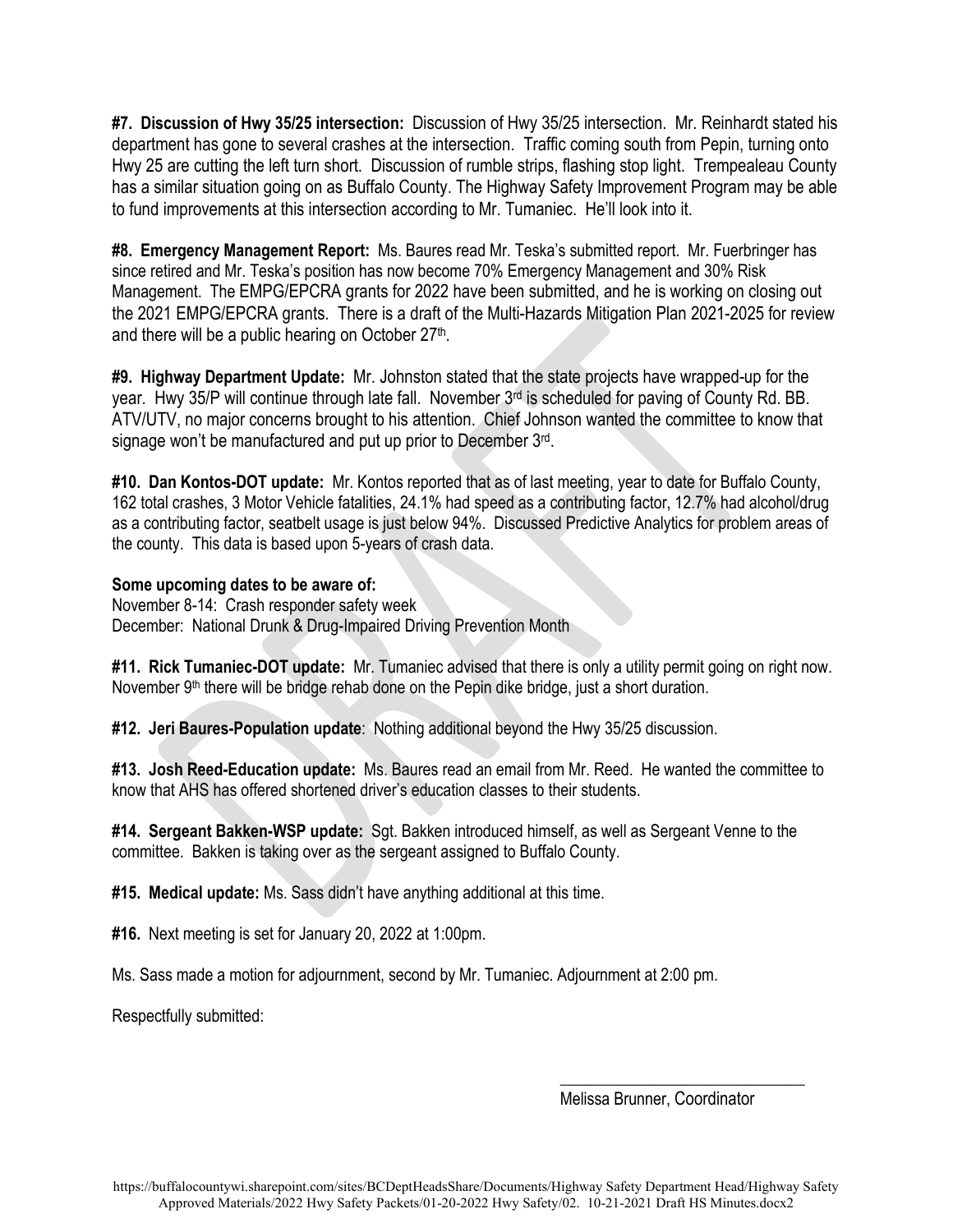**#7. Discussion of Hwy 35/25 intersection:** Discussion of Hwy 35/25 intersection. Mr. Reinhardt stated his department has gone to several crashes at the intersection. Traffic coming south from Pepin, turning onto Hwy 25 are cutting the left turn short. Discussion of rumble strips, flashing stop light. Trempealeau County has a similar situation going on as Buffalo County. The Highway Safety Improvement Program may be able to fund improvements at this intersection according to Mr. Tumaniec. He'll look into it.

**#8. Emergency Management Report:** Ms. Baures read Mr. Teska's submitted report. Mr. Fuerbringer has since retired and Mr. Teska's position has now become 70% Emergency Management and 30% Risk Management. The EMPG/EPCRA grants for 2022 have been submitted, and he is working on closing out the 2021 EMPG/EPCRA grants. There is a draft of the Multi-Hazards Mitigation Plan 2021-2025 for review and there will be a public hearing on October 27th.

**#9. Highway Department Update:** Mr. Johnston stated that the state projects have wrapped-up for the year. Hwy 35/P will continue through late fall. November 3rd is scheduled for paving of County Rd. BB. ATV/UTV, no major concerns brought to his attention. Chief Johnson wanted the committee to know that signage won't be manufactured and put up prior to December 3rd.

**#10. Dan Kontos-DOT update:** Mr. Kontos reported that as of last meeting, year to date for Buffalo County, 162 total crashes, 3 Motor Vehicle fatalities, 24.1% had speed as a contributing factor, 12.7% had alcohol/drug as a contributing factor, seatbelt usage is just below 94%. Discussed Predictive Analytics for problem areas of the county. This data is based upon 5-years of crash data.

**Some upcoming dates to be aware of:**
November 8-14: Crash responder safety week
December: National Drunk & Drug-Impaired Driving Prevention Month

**#11. Rick Tumaniec-DOT update:** Mr. Tumaniec advised that there is only a utility permit going on right now. November 9th there will be bridge rehab done on the Pepin dike bridge, just a short duration.

**#12. Jeri Baures-Population update**: Nothing additional beyond the Hwy 35/25 discussion.

**#13. Josh Reed-Education update:** Ms. Baures read an email from Mr. Reed. He wanted the committee to know that AHS has offered shortened driver's education classes to their students.

**#14. Sergeant Bakken-WSP update:** Sgt. Bakken introduced himself, as well as Sergeant Venne to the committee. Bakken is taking over as the sergeant assigned to Buffalo County.

**#15. Medical update:** Ms. Sass didn't have anything additional at this time.

**#16.** Next meeting is set for January 20, 2022 at 1:00pm.

Ms. Sass made a motion for adjournment, second by Mr. Tumaniec. Adjournment at 2:00 pm.

Respectfully submitted:

\_\_\_\_\_\_\_\_\_\_\_\_\_\_\_\_\_\_\_\_\_\_\_\_\_\_\_\_\_\_
Melissa Brunner, Coordinator

https://buffalocountywi.sharepoint.com/sites/BCDeptHeadsShare/Documents/Highway Safety Department Head/Highway Safety Approved Materials/2022 Hwy Safety Packets/01-20-2022 Hwy Safety/02. 10-21-2021 Draft HS Minutes.docx2